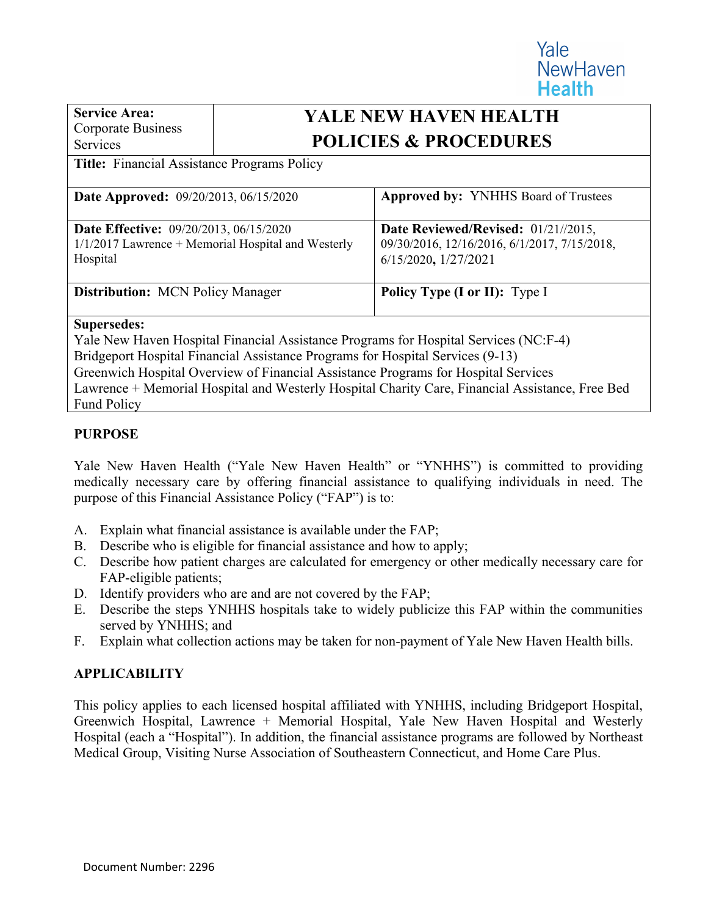Yale NewHaven Health

| **Service Area:** Corporate Business Services | **YALE NEW HAVEN HEALTH POLICIES & PROCEDURES** |
|---|---|
| **Title:** Financial Assistance Programs Policy | |
| **Date Approved:** 09/20/2013, 06/15/2020 | **Approved by:** YNHHS Board of Trustees |
| **Date Effective:** 09/20/2013, 06/15/2020 1/1/2017 Lawrence + Memorial Hospital and Westerly Hospital | **Date Reviewed/Revised:** 01/21//2015, 09/30/2016, 12/16/2016, 6/1/2017, 7/15/2018, 6/15/2020, 1/27/2021 |
| **Distribution:** MCN Policy Manager | **Policy Type (I or II):** Type I |
| **Supersedes:** Yale New Haven Hospital Financial Assistance Programs for Hospital Services (NC:F-4) Bridgeport Hospital Financial Assistance Programs for Hospital Services (9-13) Greenwich Hospital Overview of Financial Assistance Programs for Hospital Services Lawrence + Memorial Hospital and Westerly Hospital Charity Care, Financial Assistance, Free Bed Fund Policy | |

## PURPOSE

Yale New Haven Health ("Yale New Haven Health" or "YNHHS") is committed to providing medically necessary care by offering financial assistance to qualifying individuals in need. The purpose of this Financial Assistance Policy ("FAP") is to:

A. Explain what financial assistance is available under the FAP;
B. Describe who is eligible for financial assistance and how to apply;
C. Describe how patient charges are calculated for emergency or other medically necessary care for FAP-eligible patients;
D. Identify providers who are and are not covered by the FAP;
E. Describe the steps YNHHS hospitals take to widely publicize this FAP within the communities served by YNHHS; and
F. Explain what collection actions may be taken for non-payment of Yale New Haven Health bills.

## APPLICABILITY

This policy applies to each licensed hospital affiliated with YNHHS, including Bridgeport Hospital, Greenwich Hospital, Lawrence + Memorial Hospital, Yale New Haven Hospital and Westerly Hospital (each a "Hospital"). In addition, the financial assistance programs are followed by Northeast Medical Group, Visiting Nurse Association of Southeastern Connecticut, and Home Care Plus.

Document Number: 2296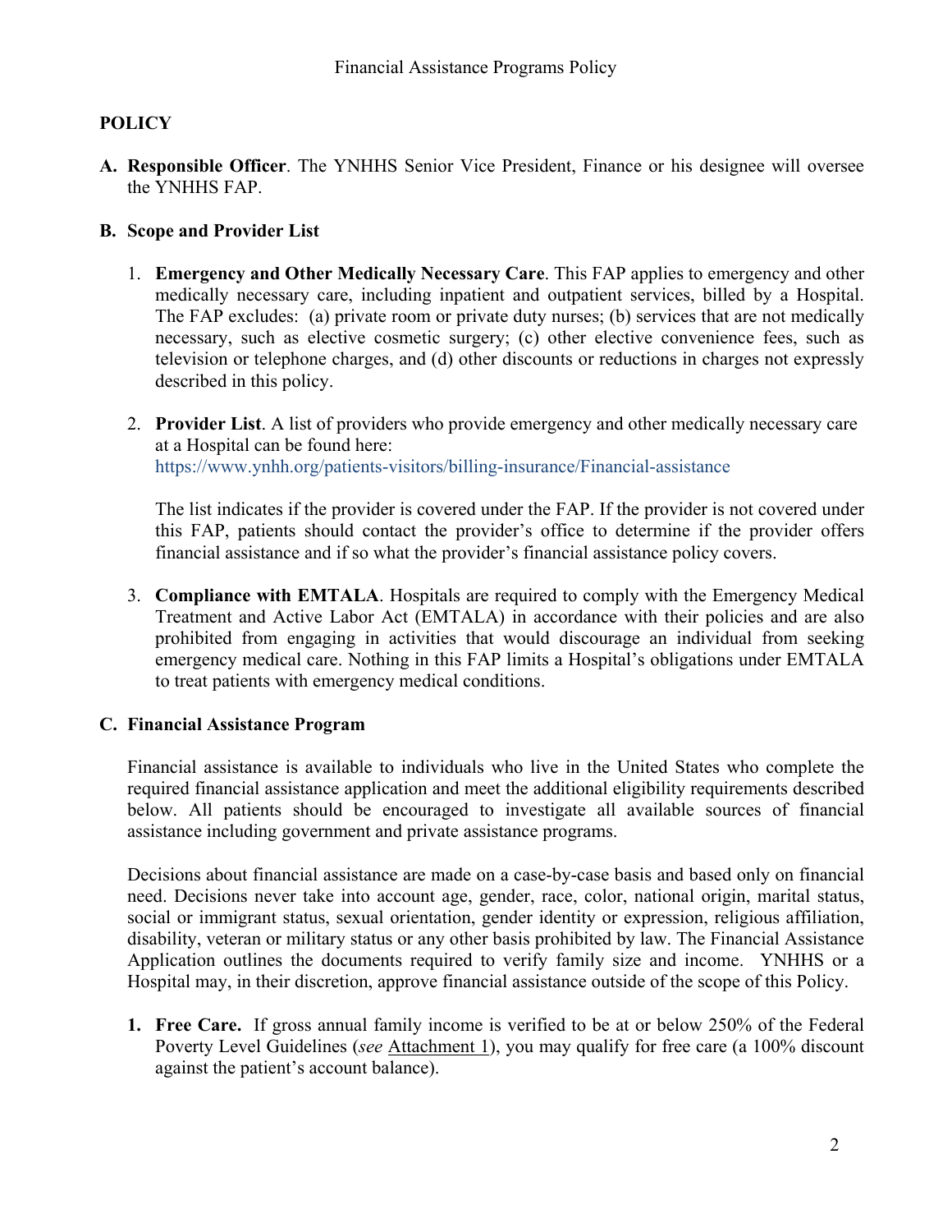## POLICY

**A. Responsible Officer**. The YNHHS Senior Vice President, Finance or his designee will oversee the YNHHS FAP.

**B. Scope and Provider List**

1. **Emergency and Other Medically Necessary Care**. This FAP applies to emergency and other medically necessary care, including inpatient and outpatient services, billed by a Hospital. The FAP excludes: (a) private room or private duty nurses; (b) services that are not medically necessary, such as elective cosmetic surgery; (c) other elective convenience fees, such as television or telephone charges, and (d) other discounts or reductions in charges not expressly described in this policy.

2. **Provider List**. A list of providers who provide emergency and other medically necessary care at a Hospital can be found here: https://www.ynhh.org/patients-visitors/billing-insurance/Financial-assistance

   The list indicates if the provider is covered under the FAP. If the provider is not covered under this FAP, patients should contact the provider's office to determine if the provider offers financial assistance and if so what the provider's financial assistance policy covers.

3. **Compliance with EMTALA**. Hospitals are required to comply with the Emergency Medical Treatment and Active Labor Act (EMTALA) in accordance with their policies and are also prohibited from engaging in activities that would discourage an individual from seeking emergency medical care. Nothing in this FAP limits a Hospital's obligations under EMTALA to treat patients with emergency medical conditions.

**C. Financial Assistance Program**

Financial assistance is available to individuals who live in the United States who complete the required financial assistance application and meet the additional eligibility requirements described below. All patients should be encouraged to investigate all available sources of financial assistance including government and private assistance programs.

Decisions about financial assistance are made on a case-by-case basis and based only on financial need. Decisions never take into account age, gender, race, color, national origin, marital status, social or immigrant status, sexual orientation, gender identity or expression, religious affiliation, disability, veteran or military status or any other basis prohibited by law. The Financial Assistance Application outlines the documents required to verify family size and income. YNHHS or a Hospital may, in their discretion, approve financial assistance outside of the scope of this Policy.

1. **Free Care.** If gross annual family income is verified to be at or below 250% of the Federal Poverty Level Guidelines (*see* Attachment 1), you may qualify for free care (a 100% discount against the patient's account balance).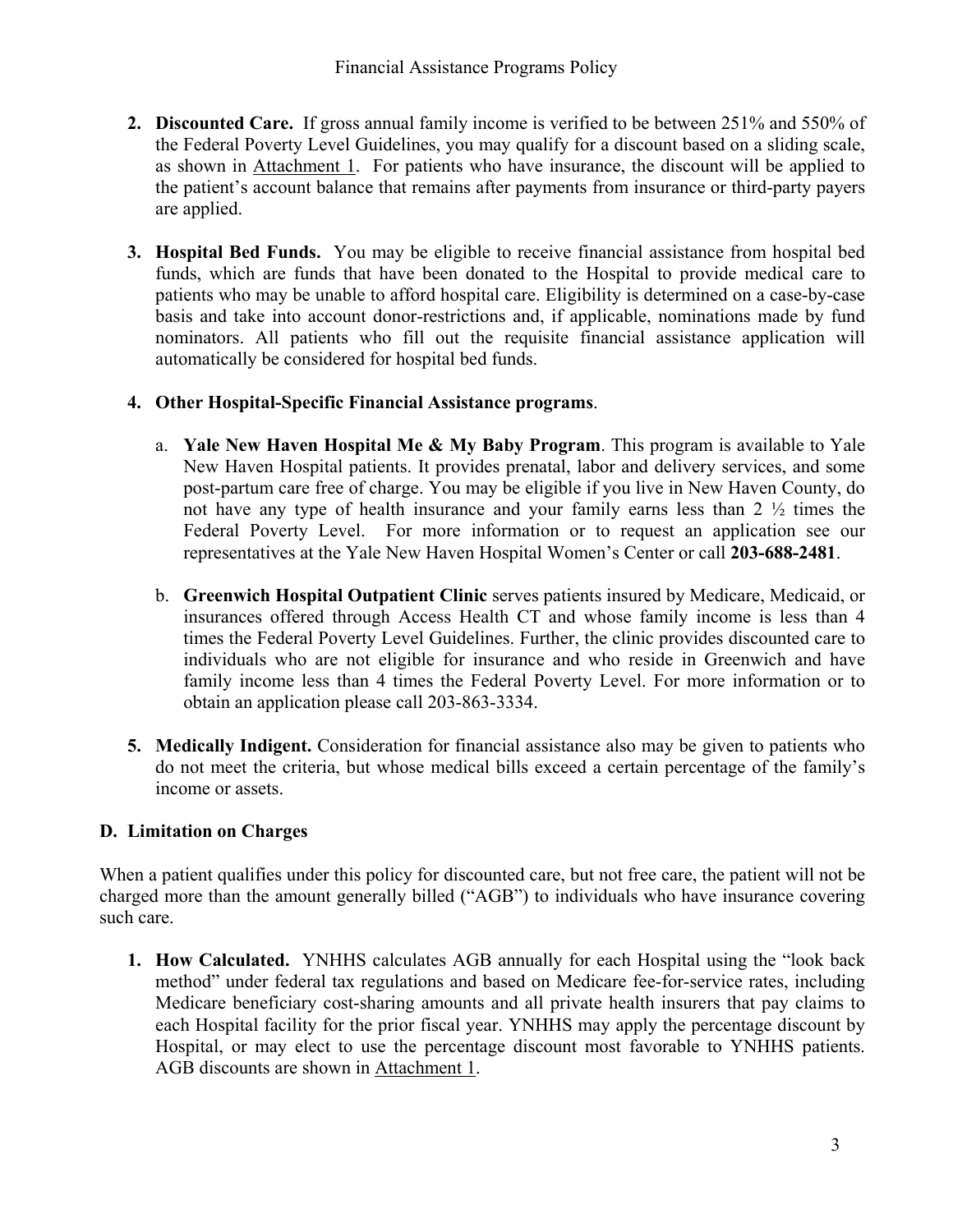2. **Discounted Care.** If gross annual family income is verified to be between 251% and 550% of the Federal Poverty Level Guidelines, you may qualify for a discount based on a sliding scale, as shown in Attachment 1. For patients who have insurance, the discount will be applied to the patient's account balance that remains after payments from insurance or third-party payers are applied.

3. **Hospital Bed Funds.** You may be eligible to receive financial assistance from hospital bed funds, which are funds that have been donated to the Hospital to provide medical care to patients who may be unable to afford hospital care. Eligibility is determined on a case-by-case basis and take into account donor-restrictions and, if applicable, nominations made by fund nominators. All patients who fill out the requisite financial assistance application will automatically be considered for hospital bed funds.

4. **Other Hospital-Specific Financial Assistance programs**.

   a. **Yale New Haven Hospital Me & My Baby Program**. This program is available to Yale New Haven Hospital patients. It provides prenatal, labor and delivery services, and some post-partum care free of charge. You may be eligible if you live in New Haven County, do not have any type of health insurance and your family earns less than 2 ½ times the Federal Poverty Level. For more information or to request an application see our representatives at the Yale New Haven Hospital Women's Center or call **203-688-2481**.

   b. **Greenwich Hospital Outpatient Clinic** serves patients insured by Medicare, Medicaid, or insurances offered through Access Health CT and whose family income is less than 4 times the Federal Poverty Level Guidelines. Further, the clinic provides discounted care to individuals who are not eligible for insurance and who reside in Greenwich and have family income less than 4 times the Federal Poverty Level. For more information or to obtain an application please call 203-863-3334.

5. **Medically Indigent.** Consideration for financial assistance also may be given to patients who do not meet the criteria, but whose medical bills exceed a certain percentage of the family's income or assets.

## D. Limitation on Charges

When a patient qualifies under this policy for discounted care, but not free care, the patient will not be charged more than the amount generally billed ("AGB") to individuals who have insurance covering such care.

1. **How Calculated.** YNHHS calculates AGB annually for each Hospital using the "look back method" under federal tax regulations and based on Medicare fee-for-service rates, including Medicare beneficiary cost-sharing amounts and all private health insurers that pay claims to each Hospital facility for the prior fiscal year. YNHHS may apply the percentage discount by Hospital, or may elect to use the percentage discount most favorable to YNHHS patients. AGB discounts are shown in Attachment 1.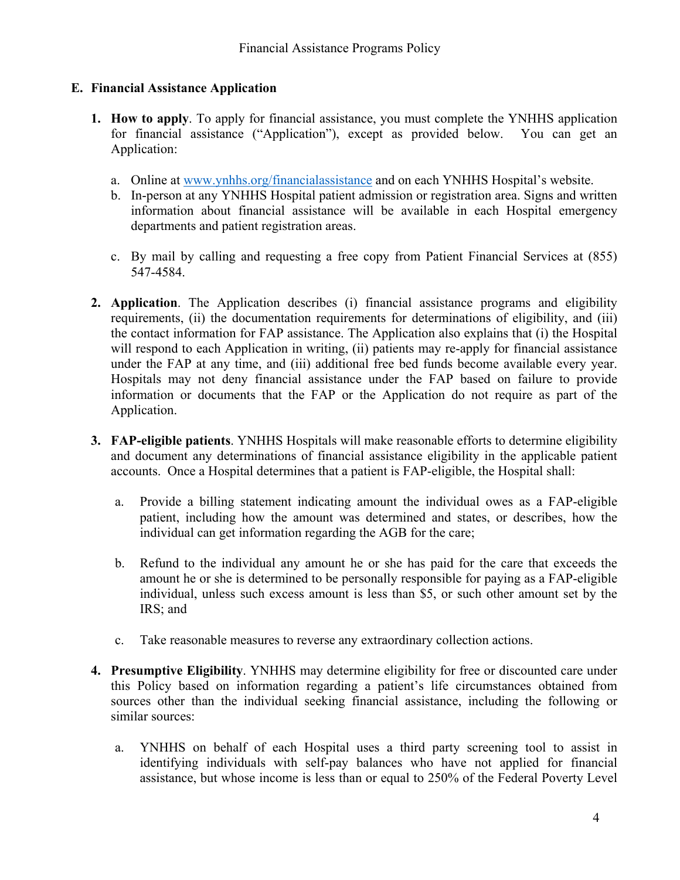### E. Financial Assistance Application

1. **How to apply**. To apply for financial assistance, you must complete the YNHHS application for financial assistance ("Application"), except as provided below. You can get an Application:

   a. Online at www.ynhhs.org/financialassistance and on each YNHHS Hospital's website.
   
   b. In-person at any YNHHS Hospital patient admission or registration area. Signs and written information about financial assistance will be available in each Hospital emergency departments and patient registration areas.
   
   c. By mail by calling and requesting a free copy from Patient Financial Services at (855) 547-4584.

2. **Application**. The Application describes (i) financial assistance programs and eligibility requirements, (ii) the documentation requirements for determinations of eligibility, and (iii) the contact information for FAP assistance. The Application also explains that (i) the Hospital will respond to each Application in writing, (ii) patients may re-apply for financial assistance under the FAP at any time, and (iii) additional free bed funds become available every year. Hospitals may not deny financial assistance under the FAP based on failure to provide information or documents that the FAP or the Application do not require as part of the Application.

3. **FAP-eligible patients**. YNHHS Hospitals will make reasonable efforts to determine eligibility and document any determinations of financial assistance eligibility in the applicable patient accounts. Once a Hospital determines that a patient is FAP-eligible, the Hospital shall:

   a. Provide a billing statement indicating amount the individual owes as a FAP-eligible patient, including how the amount was determined and states, or describes, how the individual can get information regarding the AGB for the care;
   
   b. Refund to the individual any amount he or she has paid for the care that exceeds the amount he or she is determined to be personally responsible for paying as a FAP-eligible individual, unless such excess amount is less than $5, or such other amount set by the IRS; and
   
   c. Take reasonable measures to reverse any extraordinary collection actions.

4. **Presumptive Eligibility**. YNHHS may determine eligibility for free or discounted care under this Policy based on information regarding a patient's life circumstances obtained from sources other than the individual seeking financial assistance, including the following or similar sources:

   a. YNHHS on behalf of each Hospital uses a third party screening tool to assist in identifying individuals with self-pay balances who have not applied for financial assistance, but whose income is less than or equal to 250% of the Federal Poverty Level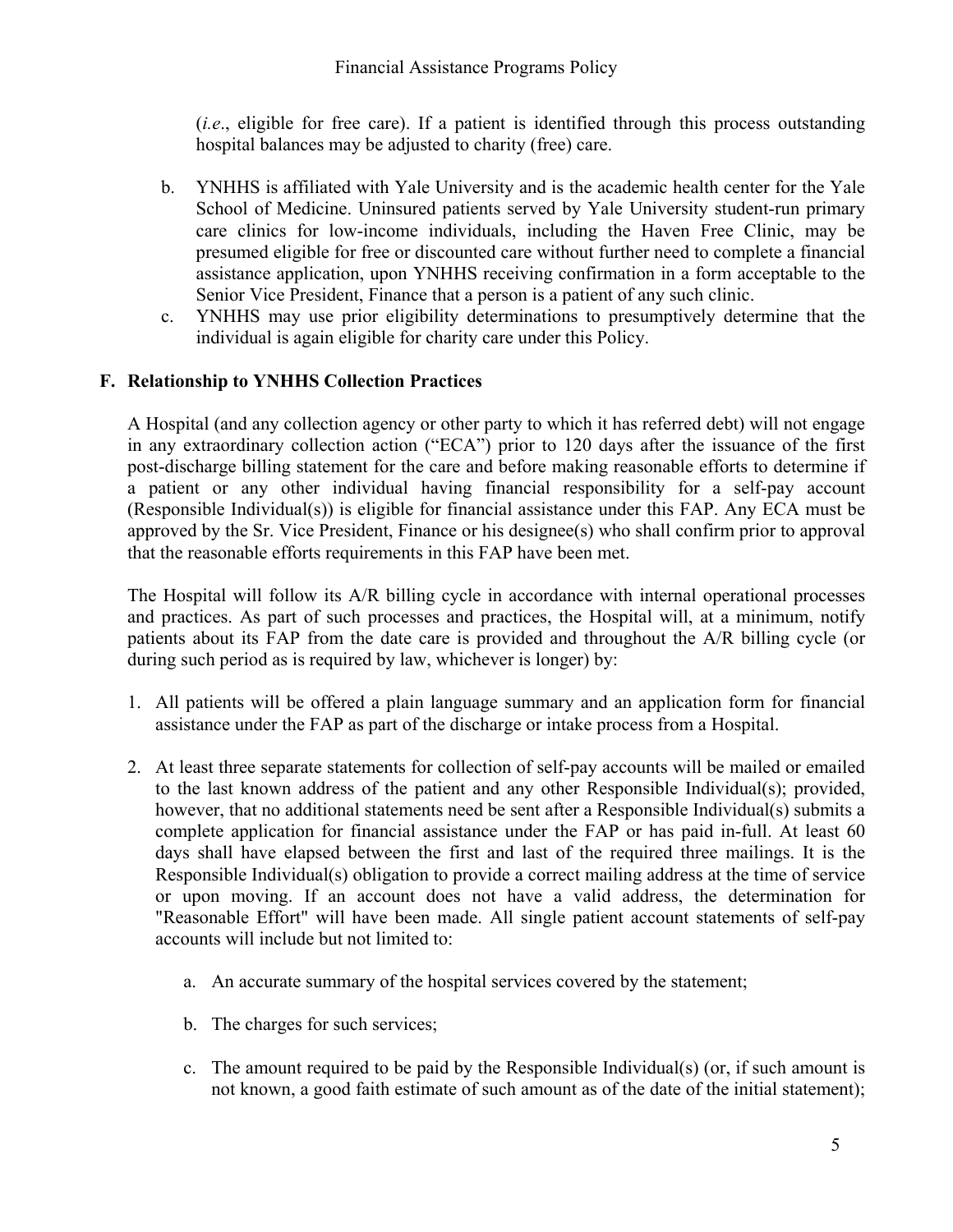(*i.e*., eligible for free care). If a patient is identified through this process outstanding hospital balances may be adjusted to charity (free) care.

b. YNHHS is affiliated with Yale University and is the academic health center for the Yale School of Medicine. Uninsured patients served by Yale University student-run primary care clinics for low-income individuals, including the Haven Free Clinic, may be presumed eligible for free or discounted care without further need to complete a financial assistance application, upon YNHHS receiving confirmation in a form acceptable to the Senior Vice President, Finance that a person is a patient of any such clinic.

c. YNHHS may use prior eligibility determinations to presumptively determine that the individual is again eligible for charity care under this Policy.

## F. Relationship to YNHHS Collection Practices

A Hospital (and any collection agency or other party to which it has referred debt) will not engage in any extraordinary collection action ("ECA") prior to 120 days after the issuance of the first post-discharge billing statement for the care and before making reasonable efforts to determine if a patient or any other individual having financial responsibility for a self-pay account (Responsible Individual(s)) is eligible for financial assistance under this FAP. Any ECA must be approved by the Sr. Vice President, Finance or his designee(s) who shall confirm prior to approval that the reasonable efforts requirements in this FAP have been met.

The Hospital will follow its A/R billing cycle in accordance with internal operational processes and practices. As part of such processes and practices, the Hospital will, at a minimum, notify patients about its FAP from the date care is provided and throughout the A/R billing cycle (or during such period as is required by law, whichever is longer) by:

1. All patients will be offered a plain language summary and an application form for financial assistance under the FAP as part of the discharge or intake process from a Hospital.

2. At least three separate statements for collection of self-pay accounts will be mailed or emailed to the last known address of the patient and any other Responsible Individual(s); provided, however, that no additional statements need be sent after a Responsible Individual(s) submits a complete application for financial assistance under the FAP or has paid in-full. At least 60 days shall have elapsed between the first and last of the required three mailings. It is the Responsible Individual(s) obligation to provide a correct mailing address at the time of service or upon moving. If an account does not have a valid address, the determination for "Reasonable Effort" will have been made. All single patient account statements of self-pay accounts will include but not limited to:

    a. An accurate summary of the hospital services covered by the statement;

    b. The charges for such services;

    c. The amount required to be paid by the Responsible Individual(s) (or, if such amount is not known, a good faith estimate of such amount as of the date of the initial statement);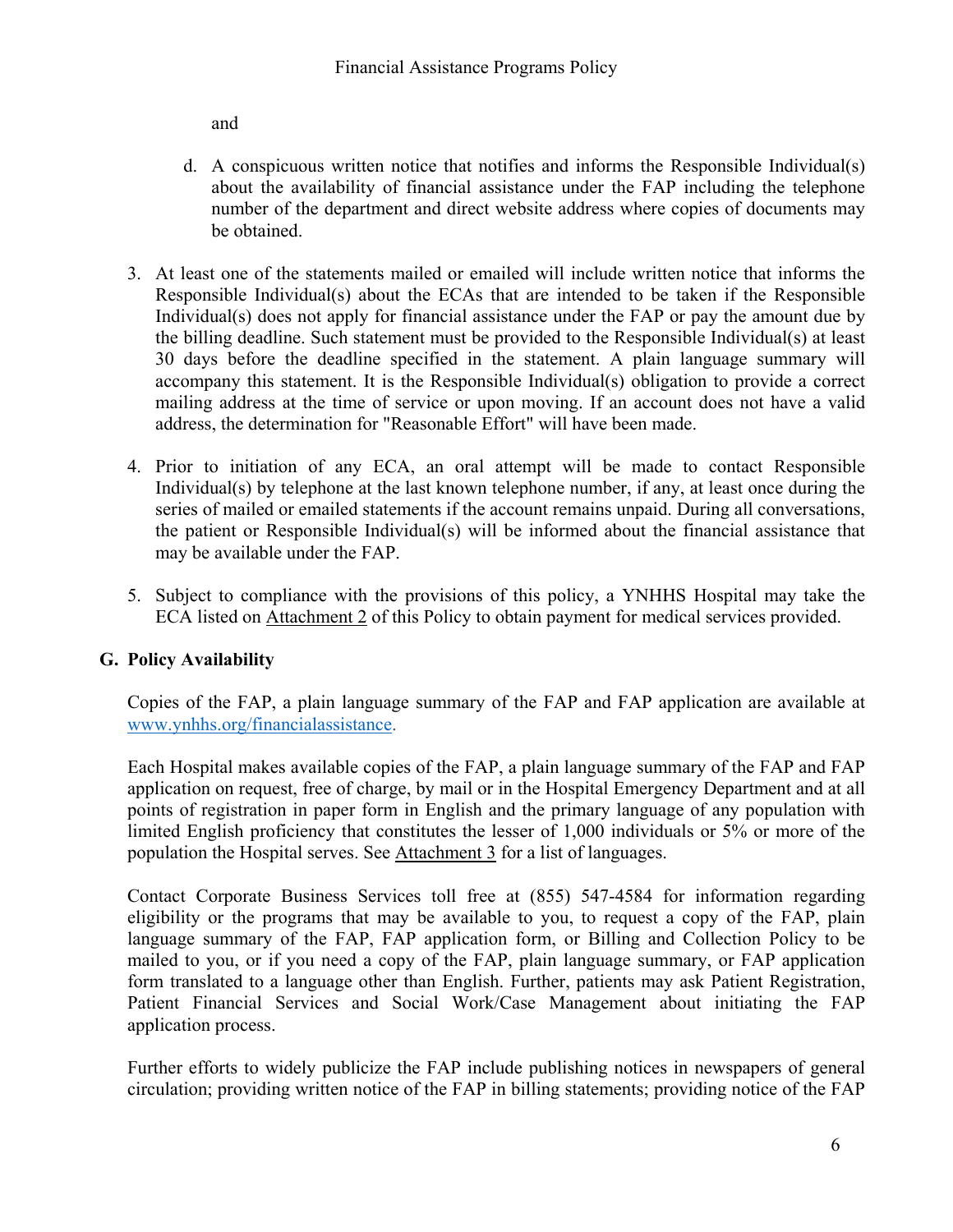and

   d. A conspicuous written notice that notifies and informs the Responsible Individual(s) about the availability of financial assistance under the FAP including the telephone number of the department and direct website address where copies of documents may be obtained.

3. At least one of the statements mailed or emailed will include written notice that informs the Responsible Individual(s) about the ECAs that are intended to be taken if the Responsible Individual(s) does not apply for financial assistance under the FAP or pay the amount due by the billing deadline. Such statement must be provided to the Responsible Individual(s) at least 30 days before the deadline specified in the statement. A plain language summary will accompany this statement. It is the Responsible Individual(s) obligation to provide a correct mailing address at the time of service or upon moving. If an account does not have a valid address, the determination for "Reasonable Effort" will have been made.

4. Prior to initiation of any ECA, an oral attempt will be made to contact Responsible Individual(s) by telephone at the last known telephone number, if any, at least once during the series of mailed or emailed statements if the account remains unpaid. During all conversations, the patient or Responsible Individual(s) will be informed about the financial assistance that may be available under the FAP.

5. Subject to compliance with the provisions of this policy, a YNHHS Hospital may take the ECA listed on Attachment 2 of this Policy to obtain payment for medical services provided.

## G. Policy Availability

Copies of the FAP, a plain language summary of the FAP and FAP application are available at www.ynhhs.org/financialassistance.

Each Hospital makes available copies of the FAP, a plain language summary of the FAP and FAP application on request, free of charge, by mail or in the Hospital Emergency Department and at all points of registration in paper form in English and the primary language of any population with limited English proficiency that constitutes the lesser of 1,000 individuals or 5% or more of the population the Hospital serves. See Attachment 3 for a list of languages.

Contact Corporate Business Services toll free at (855) 547-4584 for information regarding eligibility or the programs that may be available to you, to request a copy of the FAP, plain language summary of the FAP, FAP application form, or Billing and Collection Policy to be mailed to you, or if you need a copy of the FAP, plain language summary, or FAP application form translated to a language other than English. Further, patients may ask Patient Registration, Patient Financial Services and Social Work/Case Management about initiating the FAP application process.

Further efforts to widely publicize the FAP include publishing notices in newspapers of general circulation; providing written notice of the FAP in billing statements; providing notice of the FAP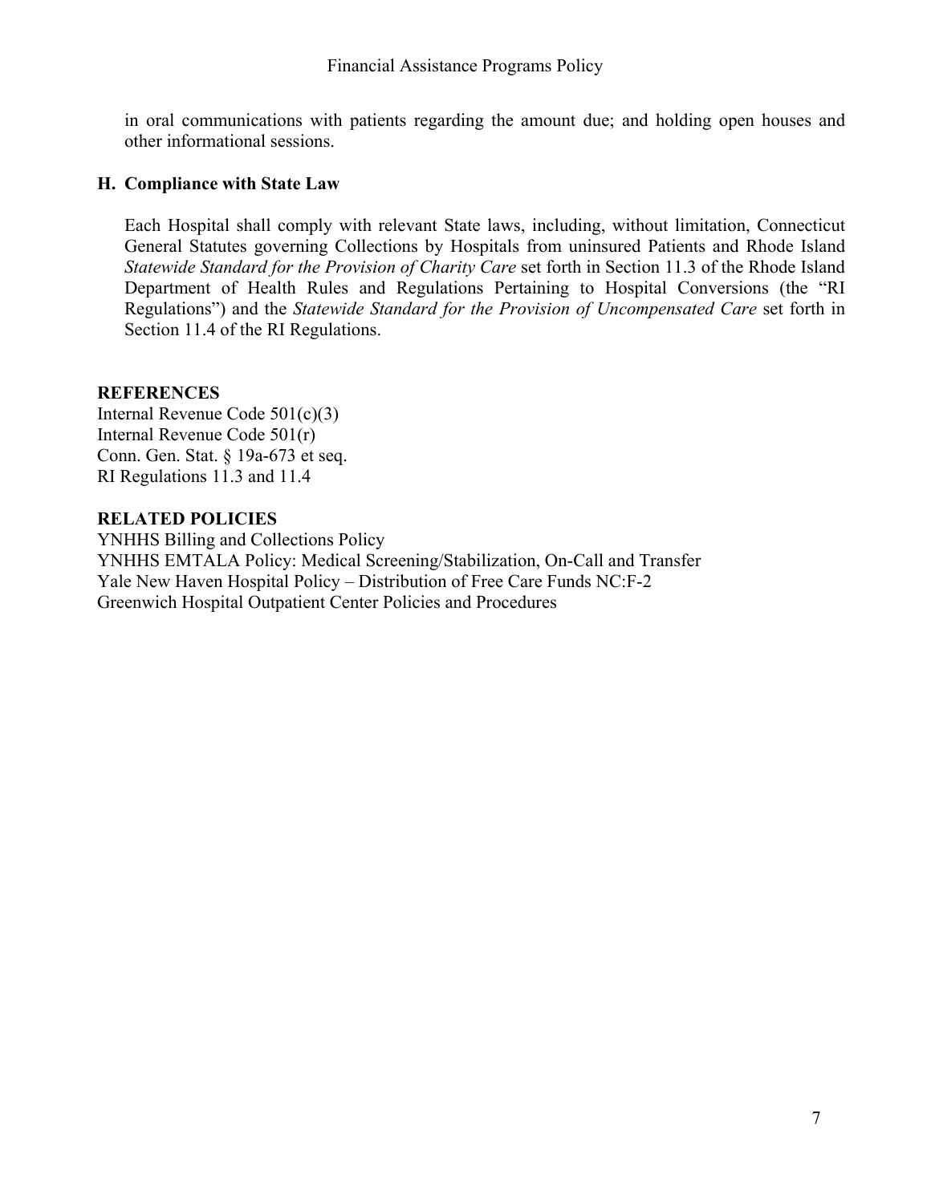in oral communications with patients regarding the amount due; and holding open houses and other informational sessions.

### H. Compliance with State Law

Each Hospital shall comply with relevant State laws, including, without limitation, Connecticut General Statutes governing Collections by Hospitals from uninsured Patients and Rhode Island *Statewide Standard for the Provision of Charity Care* set forth in Section 11.3 of the Rhode Island Department of Health Rules and Regulations Pertaining to Hospital Conversions (the "RI Regulations") and the *Statewide Standard for the Provision of Uncompensated Care* set forth in Section 11.4 of the RI Regulations.

## REFERENCES

Internal Revenue Code 501(c)(3)
Internal Revenue Code 501(r)
Conn. Gen. Stat. § 19a-673 et seq.
RI Regulations 11.3 and 11.4

## RELATED POLICIES

YNHHS Billing and Collections Policy
YNHHS EMTALA Policy: Medical Screening/Stabilization, On-Call and Transfer
Yale New Haven Hospital Policy – Distribution of Free Care Funds NC:F-2
Greenwich Hospital Outpatient Center Policies and Procedures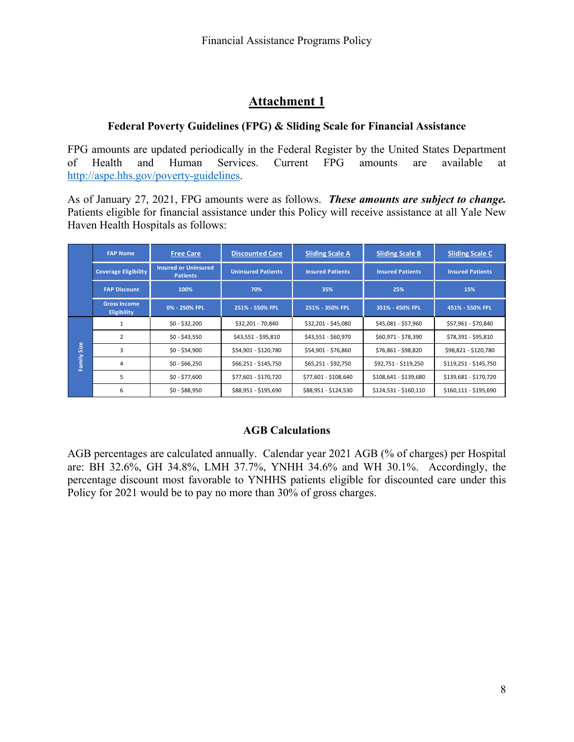## Attachment 1

### Federal Poverty Guidelines (FPG) & Sliding Scale for Financial Assistance

FPG amounts are updated periodically in the Federal Register by the United States Department of Health and Human Services. Current FPG amounts are available at http://aspe.hhs.gov/poverty-guidelines.

As of January 27, 2021, FPG amounts were as follows. ***These amounts are subject to change.*** Patients eligible for financial assistance under this Policy will receive assistance at all Yale New Haven Health Hospitals as follows:

| | FAP Name | Free Care | Discounted Care | Sliding Scale A | Sliding Scale B | Sliding Scale C |
|---|---|---|---|---|---|---|
| | Coverage Eligibility | Insured or Uninsured Patients | Uninsured Patients | Insured Patients | Insured Patients | Insured Patients |
| | FAP Discount | 100% | 70% | 35% | 25% | 15% |
| | Gross Income Eligibility | 0% - 250% FPL | 251% - 550% FPL | 251% - 350% FPL | 351% - 450% FPL | 451% - 550% FPL |
| Family Size | 1 | $0 - $32,200 | $32,201 - 70,840 | $32,201 - $45,080 | $45,081 - $57,960 | $57,961 - $70,840 |
| | 2 | $0 - $43,550 | $43,551 - $95,810 | $43,551 - $60,970 | $60,971 - $78,390 | $78,391 - $95,810 |
| | 3 | $0 - $54,900 | $54,901 - $120,780 | $54,901 - $76,860 | $76,861 - $98,820 | $98,821 - $120,780 |
| | 4 | $0 - $66,250 | $66,251 - $145,750 | $65,251 - $92,750 | $92,751 - $119,250 | $119,251 - $145,750 |
| | 5 | $0 - $77,600 | $77,601 - $170,720 | $77,601 - $108,640 | $108,641 - $139,680 | $139,681 - $170,720 |
| | 6 | $0 - $88,950 | $88,951 - $195,690 | $88,951 - $124,530 | $124,531 - $160,110 | $160,111 - $195,690 |

### AGB Calculations

AGB percentages are calculated annually. Calendar year 2021 AGB (% of charges) per Hospital are: BH 32.6%, GH 34.8%, LMH 37.7%, YNHH 34.6% and WH 30.1%. Accordingly, the percentage discount most favorable to YNHHS patients eligible for discounted care under this Policy for 2021 would be to pay no more than 30% of gross charges.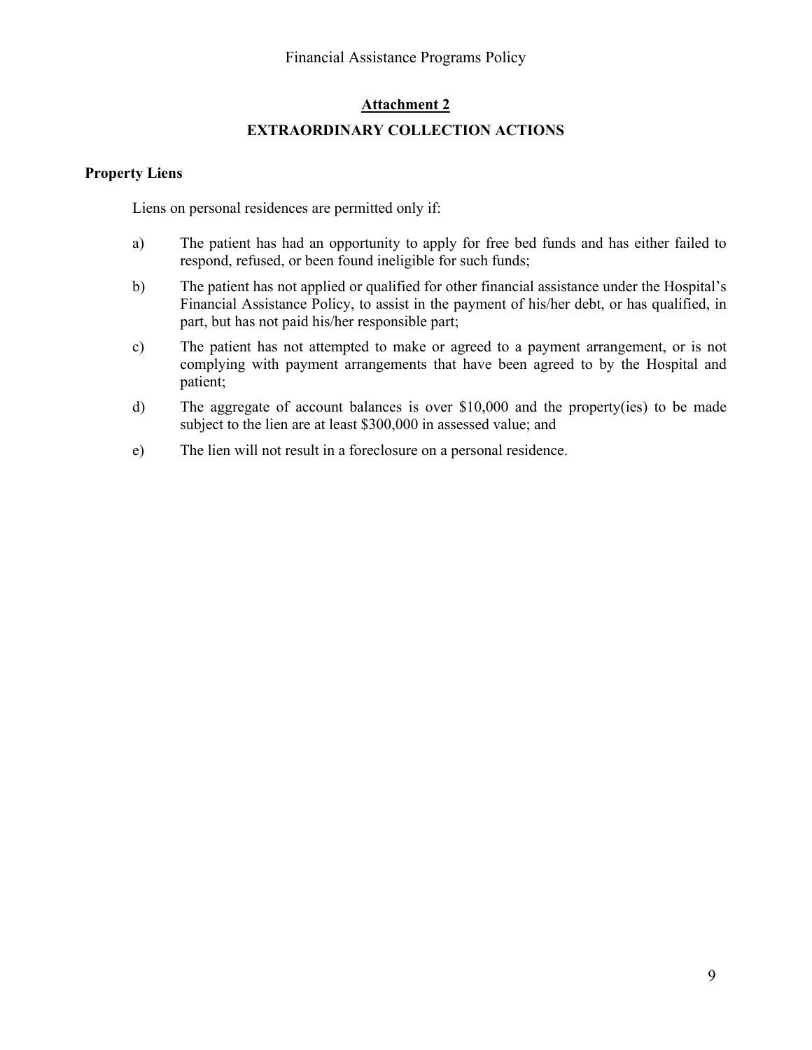## Attachment 2

### EXTRAORDINARY COLLECTION ACTIONS

**Property Liens**

Liens on personal residences are permitted only if:

a) The patient has had an opportunity to apply for free bed funds and has either failed to respond, refused, or been found ineligible for such funds;

b) The patient has not applied or qualified for other financial assistance under the Hospital's Financial Assistance Policy, to assist in the payment of his/her debt, or has qualified, in part, but has not paid his/her responsible part;

c) The patient has not attempted to make or agreed to a payment arrangement, or is not complying with payment arrangements that have been agreed to by the Hospital and patient;

d) The aggregate of account balances is over $10,000 and the property(ies) to be made subject to the lien are at least $300,000 in assessed value; and

e) The lien will not result in a foreclosure on a personal residence.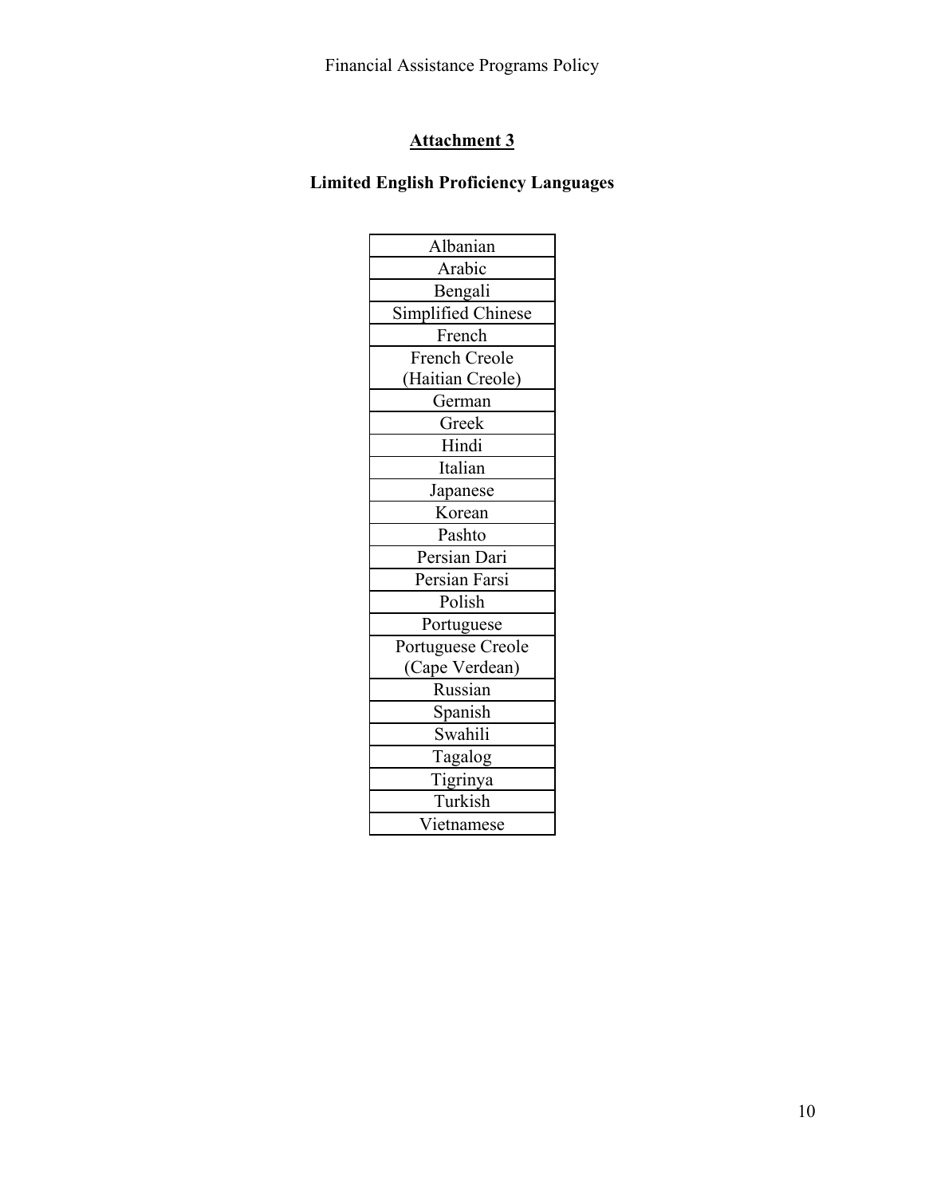## Attachment 3

### Limited English Proficiency Languages

| |
|---|
| Albanian |
| Arabic |
| Bengali |
| Simplified Chinese |
| French |
| French Creole (Haitian Creole) |
| German |
| Greek |
| Hindi |
| Italian |
| Japanese |
| Korean |
| Pashto |
| Persian Dari |
| Persian Farsi |
| Polish |
| Portuguese |
| Portuguese Creole (Cape Verdean) |
| Russian |
| Spanish |
| Swahili |
| Tagalog |
| Tigrinya |
| Turkish |
| Vietnamese |